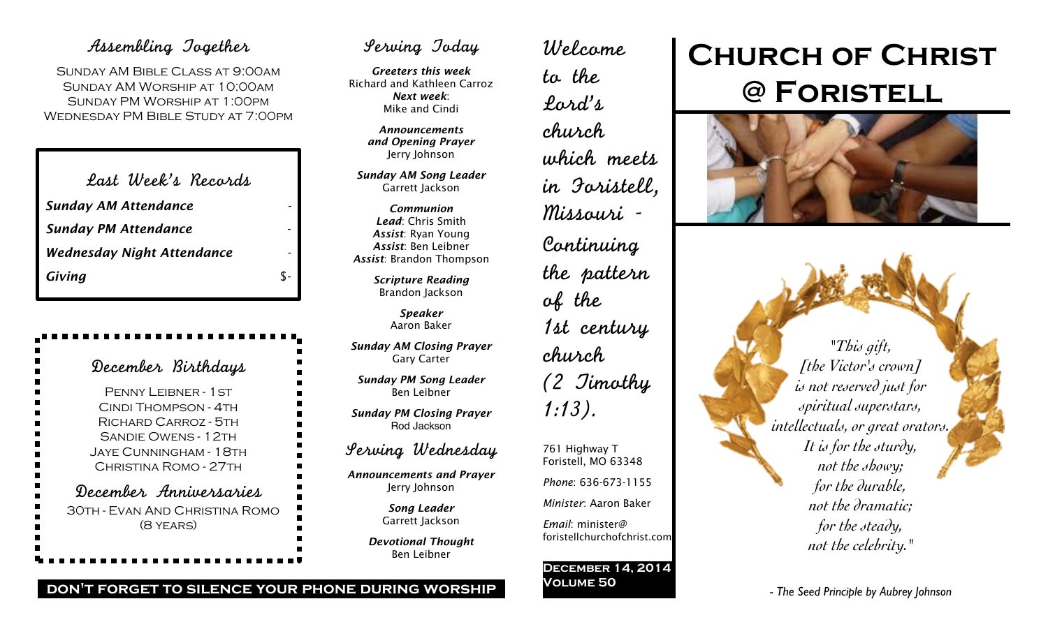# Church of Christ @ Foristell

"This gift, [the Victor's crown] is not reserved just for spiritual superstars, intellectuals, or great orators. It is for the sturdy, not the showy; for the durable, not the dramatic; for the steady, not the celebrity."

\- The Seed Principle by Aubrey Johnson

## Assembling Together

Sunday AM Bible Class at 9:00AM
Sunday AM Worship at 10:00AM
Sunday PM Worship at 1:00PM
Wednesday PM Bible Study at 7:00PM

## Last Week's Records

| | |
|---|---|
| ***Sunday AM Attendance*** | - |
| ***Sunday PM Attendance*** | - |
| ***Wednesday Night Attendance*** | - |
| ***Giving*** | $- |

## December Birthdays

Penny Leibner - 1st
Cindi Thompson - 4th
Richard Carroz - 5th
Sandie Owens - 12th
Jaye Cunningham - 18th
Christina Romo - 27th

## December Anniversaries

30th - Evan and Christina Romo (8 years)

**DON'T FORGET TO SILENCE YOUR PHONE DURING WORSHIP**

## Serving Today

***Greeters this week***
Richard and Kathleen Carroz
***Next week***: Mike and Cindi

***Announcements and Opening Prayer***
Jerry Johnson

***Sunday AM Song Leader***
Garrett Jackson

***Communion***
***Lead***: Chris Smith
***Assist***: Ryan Young
***Assist***: Ben Leibner
***Assist***: Brandon Thompson

***Scripture Reading***
Brandon Jackson

***Speaker***
Aaron Baker

***Sunday AM Closing Prayer***
Gary Carter

***Sunday PM Song Leader***
Ben Leibner

***Sunday PM Closing Prayer***
Rod Jackson

## Serving Wednesday

***Announcements and Prayer***
Jerry Johnson

***Song Leader***
Garrett Jackson

***Devotional Thought***
Ben Leibner

Welcome to the Lord's church which meets in Foristell, Missouri - Continuing the pattern of the 1st century church (2 Timothy 1:13).

761 Highway T
Foristell, MO 63348

*Phone*: 636-673-1155

*Minister*: Aaron Baker

*Email*: minister@foristellchurchofchrist.com

**December 14, 2014**
**Volume 50**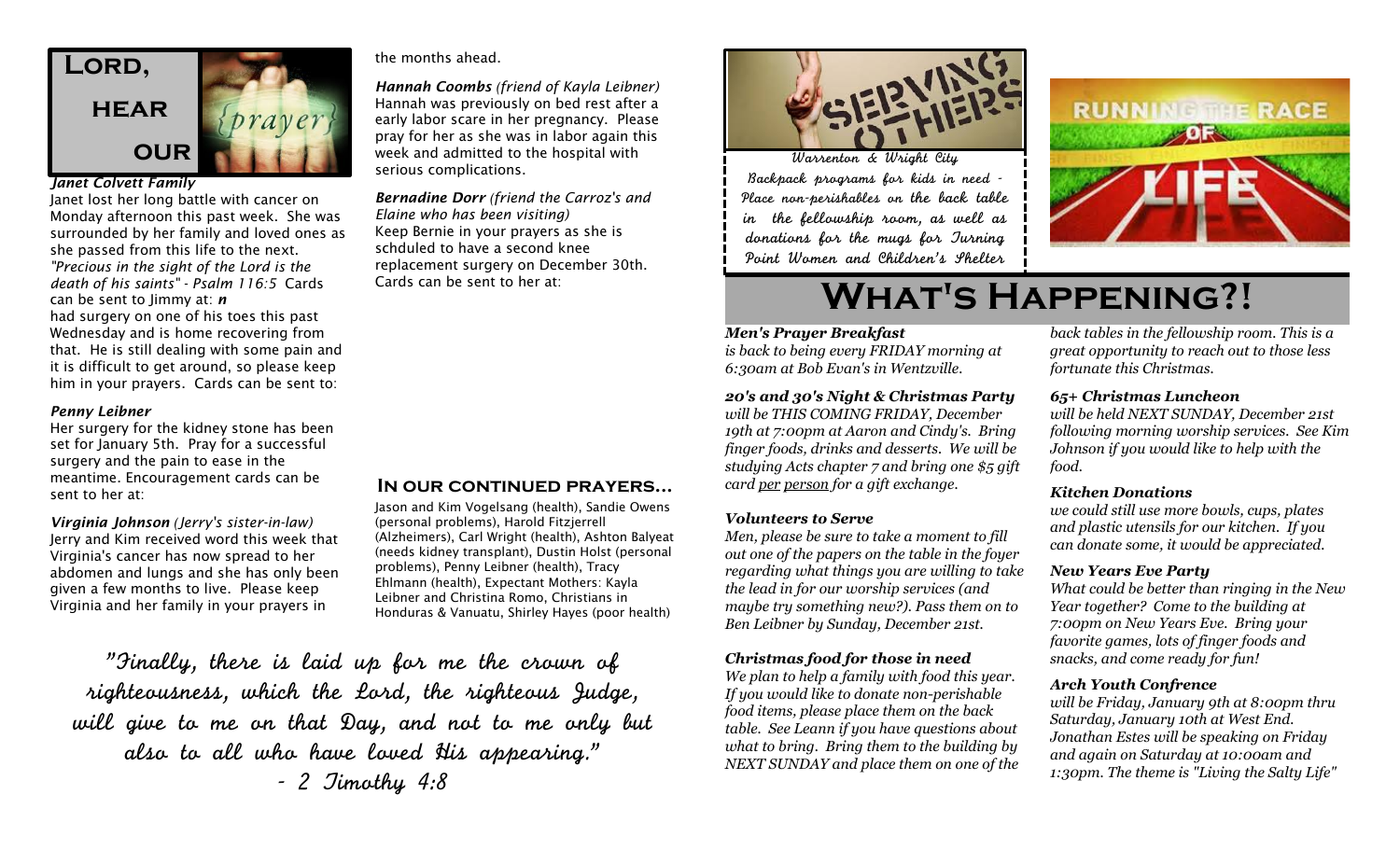# Lord, hear our prayer

***Janet Colvett Family***
Janet lost her long battle with cancer on Monday afternoon this past week. She was surrounded by her family and loved ones as she passed from this life to the next. *"Precious in the sight of the Lord is the death of his saints" - Psalm 116:5* Cards can be sent to Jimmy at: ***n***
had surgery on one of his toes this past Wednesday and is home recovering from that. He is still dealing with some pain and it is difficult to get around, so please keep him in your prayers. Cards can be sent to:

***Penny Leibner***
Her surgery for the kidney stone has been set for January 5th. Pray for a successful surgery and the pain to ease in the meantime. Encouragement cards can be sent to her at:

***Virginia Johnson*** *(Jerry's sister-in-law)*
Jerry and Kim received word this week that Virginia's cancer has now spread to her abdomen and lungs and she has only been given a few months to live. Please keep Virginia and her family in your prayers in the months ahead.

***Hannah Coombs*** *(friend of Kayla Leibner)*
Hannah was previously on bed rest after a early labor scare in her pregnancy. Please pray for her as she was in labor again this week and admitted to the hospital with serious complications.

***Bernadine Dorr*** *(friend the Carroz's and Elaine who has been visiting)*
Keep Bernie in your prayers as she is schduled to have a second knee replacement surgery on December 30th. Cards can be sent to her at:

## In our continued prayers...

Jason and Kim Vogelsang (health), Sandie Owens (personal problems), Harold Fitzjerrell (Alzheimers), Carl Wright (health), Ashton Balyeat (needs kidney transplant), Dustin Holst (personal problems), Penny Leibner (health), Tracy Ehlmann (health), Expectant Mothers: Kayla Leibner and Christina Romo, Christians in Honduras & Vanuatu, Shirley Hayes (poor health)

*"Finally, there is laid up for me the crown of righteousness, which the Lord, the righteous Judge, will give to me on that Day, and not to me only but also to all who have loved His appearing." - 2 Timothy 4:8*

SERVING OTHERS

*Warrenton & Wright City Backpack programs for kids in need - Place non-perishables on the back table in the fellowship room, as well as donations for the mugs for Turning Point Women and Children's Shelter*

RUNNING THE RACE OF LIFE

# What's Happening?!

***Men's Prayer Breakfast***
*is back to being every FRIDAY morning at 6:30am at Bob Evan's in Wentzville.*

***20's and 30's Night & Christmas Party***
*will be THIS COMING FRIDAY, December 19th at 7:00pm at Aaron and Cindy's. Bring finger foods, drinks and desserts. We will be studying Acts chapter 7 and bring one $5 gift card per person for a gift exchange.*

***Volunteers to Serve***
*Men, please be sure to take a moment to fill out one of the papers on the table in the foyer regarding what things you are willing to take the lead in for our worship services (and maybe try something new?). Pass them on to Ben Leibner by Sunday, December 21st.*

***Christmas food for those in need***
*We plan to help a family with food this year. If you would like to donate non-perishable food items, please place them on the back table. See Leann if you have questions about what to bring. Bring them to the building by NEXT SUNDAY and place them on one of the back tables in the fellowship room. This is a great opportunity to reach out to those less fortunate this Christmas.*

***65+ Christmas Luncheon***
*will be held NEXT SUNDAY, December 21st following morning worship services. See Kim Johnson if you would like to help with the food.*

***Kitchen Donations***
*we could still use more bowls, cups, plates and plastic utensils for our kitchen. If you can donate some, it would be appreciated.*

***New Years Eve Party***
*What could be better than ringing in the New Year together? Come to the building at 7:00pm on New Years Eve. Bring your favorite games, lots of finger foods and snacks, and come ready for fun!*

***Arch Youth Confrence***
*will be Friday, January 9th at 8:00pm thru Saturday, January 10th at West End. Jonathan Estes will be speaking on Friday and again on Saturday at 10:00am and 1:30pm. The theme is "Living the Salty Life"*